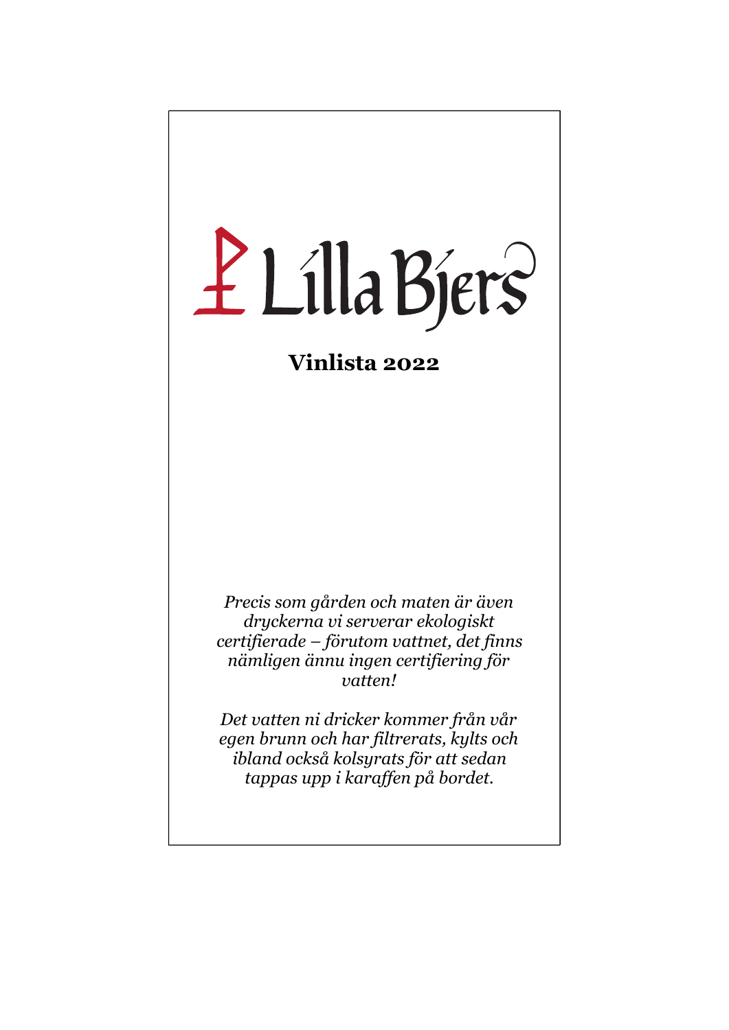# Lilla Bjers

## Vinlista 2022

*Precis som gården och maten är även dryckerna vi serverar ekologiskt certifierade – förutom vattnet, det finns nämligen ännu ingen certifiering för vatten!*

*Det vatten ni dricker kommer från vår egen brunn och har filtrerats, kylts och ibland också kolsyrats för att sedan tappas upp i karaffen på bordet.*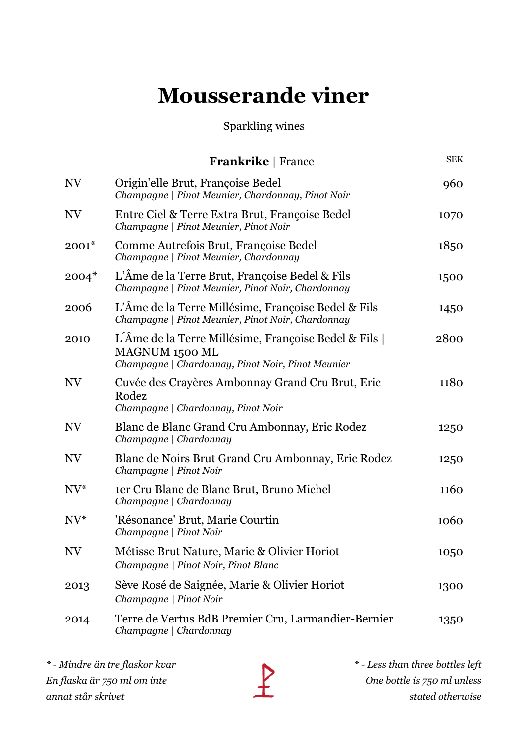# Mousserande viner

Sparkling wines

| | **Frankrike** \| France | SEK |
|---|---|---|
| NV | Origin'elle Brut, Françoise Bedel<br>*Champagne \| Pinot Meunier, Chardonnay, Pinot Noir* | 960 |
| NV | Entre Ciel & Terre Extra Brut, Françoise Bedel<br>*Champagne \| Pinot Meunier, Pinot Noir* | 1070 |
| 2001* | Comme Autrefois Brut, Françoise Bedel<br>*Champagne \| Pinot Meunier, Chardonnay* | 1850 |
| 2004* | L'Âme de la Terre Brut, Françoise Bedel & Fils<br>*Champagne \| Pinot Meunier, Pinot Noir, Chardonnay* | 1500 |
| 2006 | L'Âme de la Terre Millésime, Françoise Bedel & Fils<br>*Champagne \| Pinot Meunier, Pinot Noir, Chardonnay* | 1450 |
| 2010 | L´Âme de la Terre Millésime, Françoise Bedel & Fils \| MAGNUM 1500 ML<br>*Champagne \| Chardonnay, Pinot Noir, Pinot Meunier* | 2800 |
| NV | Cuvée des Crayères Ambonnay Grand Cru Brut, Eric Rodez<br>*Champagne \| Chardonnay, Pinot Noir* | 1180 |
| NV | Blanc de Blanc Grand Cru Ambonnay, Eric Rodez<br>*Champagne \| Chardonnay* | 1250 |
| NV | Blanc de Noirs Brut Grand Cru Ambonnay, Eric Rodez<br>*Champagne \| Pinot Noir* | 1250 |
| NV* | 1er Cru Blanc de Blanc Brut, Bruno Michel<br>*Champagne \| Chardonnay* | 1160 |
| NV* | 'Résonance' Brut, Marie Courtin<br>*Champagne \| Pinot Noir* | 1060 |
| NV | Métisse Brut Nature, Marie & Olivier Horiot<br>*Champagne \| Pinot Noir, Pinot Blanc* | 1050 |
| 2013 | Sève Rosé de Saignée, Marie & Olivier Horiot<br>*Champagne \| Pinot Noir* | 1300 |
| 2014 | Terre de Vertus BdB Premier Cru, Larmandier-Bernier<br>*Champagne \| Chardonnay* | 1350 |

*\* - Mindre än tre flaskor kvar*
*En flaska är 750 ml om inte annat står skrivet*

*\* - Less than three bottles left*
*One bottle is 750 ml unless stated otherwise*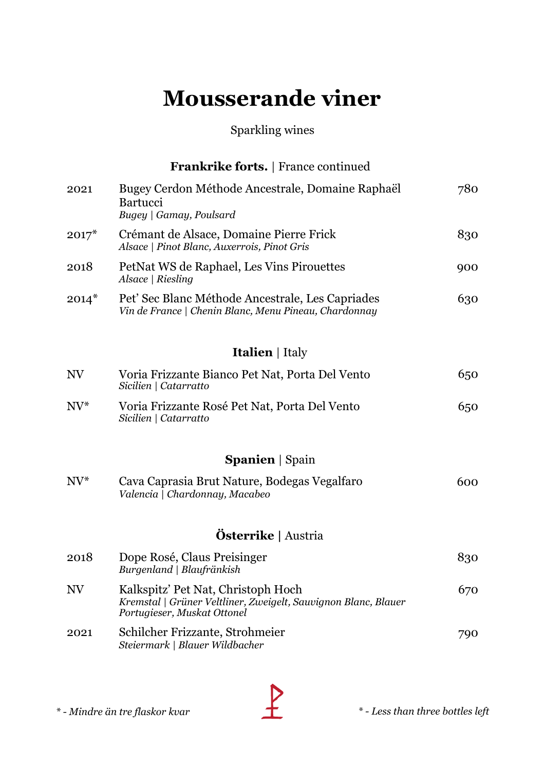# Mousserande viner

Sparkling wines

## **Frankrike forts.** | France continued

| | | |
|---|---|---|
| 2021 | Bugey Cerdon Méthode Ancestrale, Domaine Raphaël Bartucci<br>*Bugey \| Gamay, Poulsard* | 780 |
| 2017* | Crémant de Alsace, Domaine Pierre Frick<br>*Alsace \| Pinot Blanc, Auxerrois, Pinot Gris* | 830 |
| 2018 | PetNat WS de Raphael, Les Vins Pirouettes<br>*Alsace \| Riesling* | 900 |
| 2014* | Pet' Sec Blanc Méthode Ancestrale, Les Capriades<br>*Vin de France \| Chenin Blanc, Menu Pineau, Chardonnay* | 630 |

## **Italien** | Italy

| | | |
|---|---|---|
| NV | Voria Frizzante Bianco Pet Nat, Porta Del Vento<br>*Sicilien \| Catarratto* | 650 |
| NV* | Voria Frizzante Rosé Pet Nat, Porta Del Vento<br>*Sicilien \| Catarratto* | 650 |

## **Spanien** | Spain

| | | |
|---|---|---|
| NV* | Cava Caprasia Brut Nature, Bodegas Vegalfaro<br>*Valencia \| Chardonnay, Macabeo* | 600 |

## **Österrike |** Austria

| | | |
|---|---|---|
| 2018 | Dope Rosé, Claus Preisinger<br>*Burgenland \| Blaufränkish* | 830 |
| NV | Kalkspitz' Pet Nat, Christoph Hoch<br>*Kremstal \| Grüner Veltliner, Zweigelt, Sauvignon Blanc, Blauer Portugieser, Muskat Ottonel* | 670 |
| 2021 | Schilcher Frizzante, Strohmeier<br>*Steiermark \| Blauer Wildbacher* | 790 |

*\* - Mindre än tre flaskor kvar*

*\* - Less than three bottles left*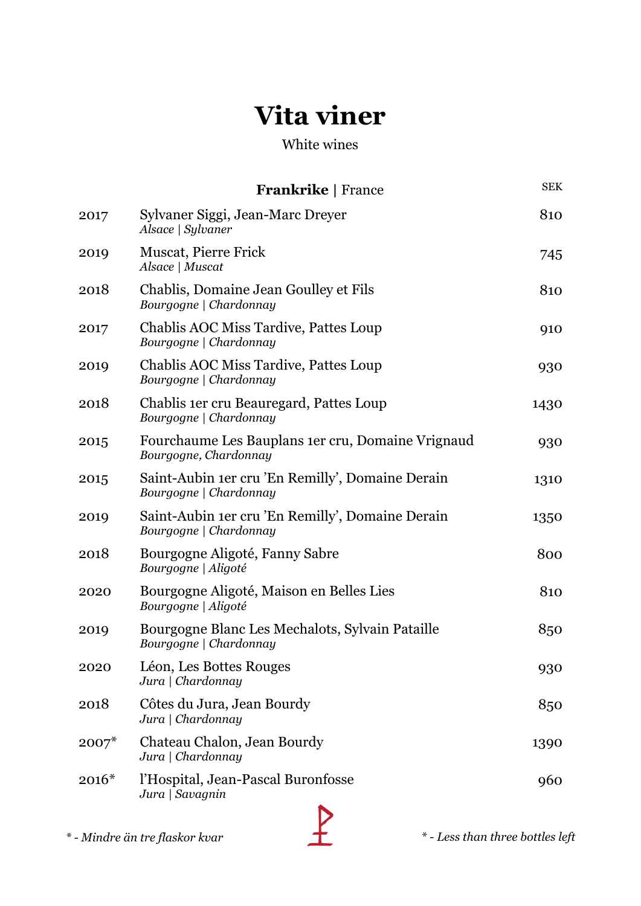# Vita viner

White wines

## **Frankrike** | France

| | | SEK |
|---|---|---|
| 2017 | Sylvaner Siggi, Jean-Marc Dreyer<br>*Alsace \| Sylvaner* | 810 |
| 2019 | Muscat, Pierre Frick<br>*Alsace \| Muscat* | 745 |
| 2018 | Chablis, Domaine Jean Goulley et Fils<br>*Bourgogne \| Chardonnay* | 810 |
| 2017 | Chablis AOC Miss Tardive, Pattes Loup<br>*Bourgogne \| Chardonnay* | 910 |
| 2019 | Chablis AOC Miss Tardive, Pattes Loup<br>*Bourgogne \| Chardonnay* | 930 |
| 2018 | Chablis 1er cru Beauregard, Pattes Loup<br>*Bourgogne \| Chardonnay* | 1430 |
| 2015 | Fourchaume Les Bauplans 1er cru, Domaine Vrignaud<br>*Bourgogne, Chardonnay* | 930 |
| 2015 | Saint-Aubin 1er cru 'En Remilly', Domaine Derain<br>*Bourgogne \| Chardonnay* | 1310 |
| 2019 | Saint-Aubin 1er cru 'En Remilly', Domaine Derain<br>*Bourgogne \| Chardonnay* | 1350 |
| 2018 | Bourgogne Aligoté, Fanny Sabre<br>*Bourgogne \| Aligoté* | 800 |
| 2020 | Bourgogne Aligoté, Maison en Belles Lies<br>*Bourgogne \| Aligoté* | 810 |
| 2019 | Bourgogne Blanc Les Mechalots, Sylvain Pataille<br>*Bourgogne \| Chardonnay* | 850 |
| 2020 | Léon, Les Bottes Rouges<br>*Jura \| Chardonnay* | 930 |
| 2018 | Côtes du Jura, Jean Bourdy<br>*Jura \| Chardonnay* | 850 |
| 2007* | Chateau Chalon, Jean Bourdy<br>*Jura \| Chardonnay* | 1390 |
| 2016* | l'Hospital, Jean-Pascal Buronfosse<br>*Jura \| Savagnin* | 960 |

*\* - Mindre än tre flaskor kvar*

*\* - Less than three bottles left*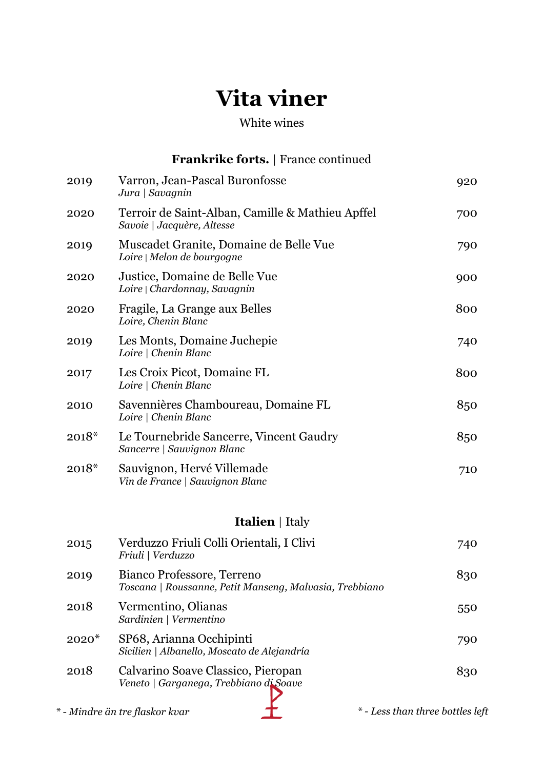# Vita viner

White wines

### **Frankrike forts.** | France continued

| | | |
|---|---|---|
| 2019 | Varron, Jean-Pascal Buronfosse<br>*Jura \| Savagnin* | 920 |
| 2020 | Terroir de Saint-Alban, Camille & Mathieu Apffel<br>*Savoie \| Jacquère, Altesse* | 700 |
| 2019 | Muscadet Granite, Domaine de Belle Vue<br>*Loire \| Melon de bourgogne* | 790 |
| 2020 | Justice, Domaine de Belle Vue<br>*Loire \| Chardonnay, Savagnin* | 900 |
| 2020 | Fragile, La Grange aux Belles<br>*Loire, Chenin Blanc* | 800 |
| 2019 | Les Monts, Domaine Juchepie<br>*Loire \| Chenin Blanc* | 740 |
| 2017 | Les Croix Picot, Domaine FL<br>*Loire \| Chenin Blanc* | 800 |
| 2010 | Savennières Chamboureau, Domaine FL<br>*Loire \| Chenin Blanc* | 850 |
| 2018* | Le Tournebride Sancerre, Vincent Gaudry<br>*Sancerre \| Sauvignon Blanc* | 850 |
| 2018* | Sauvignon, Hervé Villemade<br>*Vin de France \| Sauvignon Blanc* | 710 |

### **Italien** | Italy

| | | |
|---|---|---|
| 2015 | Verduzzo Friuli Colli Orientali, I Clivi<br>*Friuli \| Verduzzo* | 740 |
| 2019 | Bianco Professore, Terreno<br>*Toscana \| Roussanne, Petit Manseng, Malvasia, Trebbiano* | 830 |
| 2018 | Vermentino, Olianas<br>*Sardinien \| Vermentino* | 550 |
| 2020* | SP68, Arianna Occhipinti<br>*Sicilien \| Albanello, Moscato de Alejandría* | 790 |
| 2018 | Calvarino Soave Classico, Pieropan<br>*Veneto \| Garganega, Trebbiano di Soave* | 830 |

*\* - Mindre än tre flaskor kvar*

*\* - Less than three bottles left*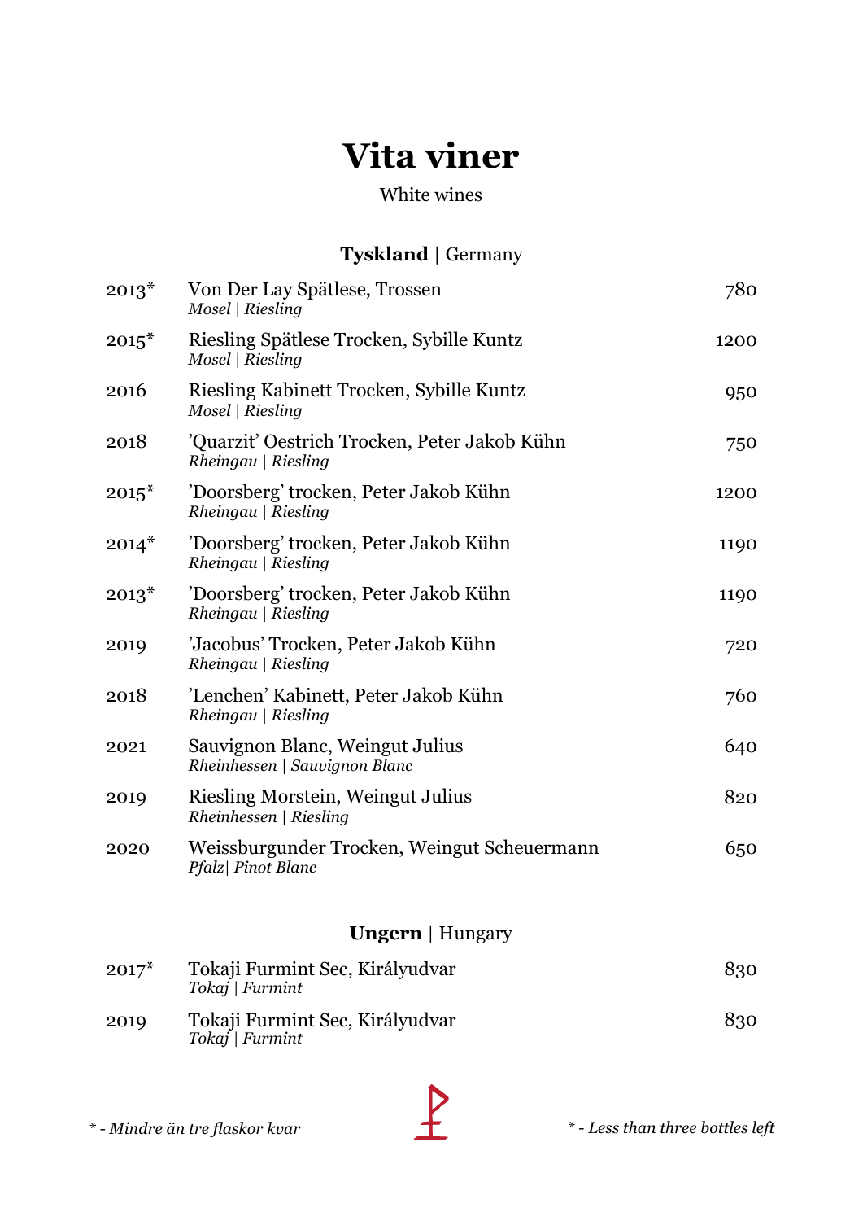# Vita viner

White wines

## **Tyskland** | Germany

| | | |
|---|---|---|
| 2013* | Von Der Lay Spätlese, Trossen<br>*Mosel \| Riesling* | 780 |
| 2015* | Riesling Spätlese Trocken, Sybille Kuntz<br>*Mosel \| Riesling* | 1200 |
| 2016 | Riesling Kabinett Trocken, Sybille Kuntz<br>*Mosel \| Riesling* | 950 |
| 2018 | 'Quarzit' Oestrich Trocken, Peter Jakob Kühn<br>*Rheingau \| Riesling* | 750 |
| 2015* | 'Doorsberg' trocken, Peter Jakob Kühn<br>*Rheingau \| Riesling* | 1200 |
| 2014* | 'Doorsberg' trocken, Peter Jakob Kühn<br>*Rheingau \| Riesling* | 1190 |
| 2013* | 'Doorsberg' trocken, Peter Jakob Kühn<br>*Rheingau \| Riesling* | 1190 |
| 2019 | 'Jacobus' Trocken, Peter Jakob Kühn<br>*Rheingau \| Riesling* | 720 |
| 2018 | 'Lenchen' Kabinett, Peter Jakob Kühn<br>*Rheingau \| Riesling* | 760 |
| 2021 | Sauvignon Blanc, Weingut Julius<br>*Rheinhessen \| Sauvignon Blanc* | 640 |
| 2019 | Riesling Morstein, Weingut Julius<br>*Rheinhessen \| Riesling* | 820 |
| 2020 | Weissburgunder Trocken, Weingut Scheuermann<br>*Pfalz\| Pinot Blanc* | 650 |

## **Ungern** | Hungary

| | | |
|---|---|---|
| 2017* | Tokaji Furmint Sec, Királyudvar<br>*Tokaj \| Furmint* | 830 |
| 2019 | Tokaji Furmint Sec, Királyudvar<br>*Tokaj \| Furmint* | 830 |

*\* - Mindre än tre flaskor kvar*

*\* - Less than three bottles left*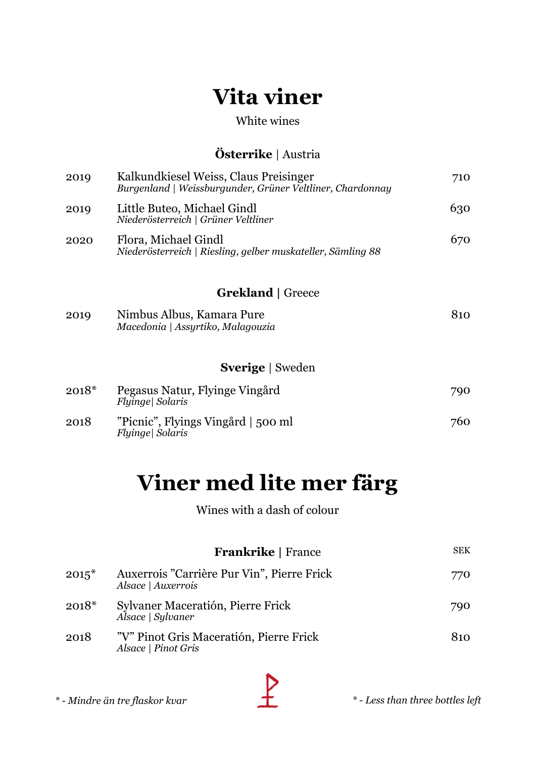# Vita viner

White wines

## **Österrike** | Austria

| | | |
|---|---|---|
| 2019 | Kalkundkiesel Weiss, Claus Preisinger<br>*Burgenland \| Weissburgunder, Grüner Veltliner, Chardonnay* | 710 |
| 2019 | Little Buteo, Michael Gindl<br>*Niederösterreich \| Grüner Veltliner* | 630 |
| 2020 | Flora, Michael Gindl<br>*Niederösterreich \| Riesling, gelber muskateller, Sämling 88* | 670 |

## **Grekland |** Greece

| | | |
|---|---|---|
| 2019 | Nimbus Albus, Kamara Pure<br>*Macedonia \| Assyrtiko, Malagouzia* | 810 |

## **Sverige** | Sweden

| | | |
|---|---|---|
| 2018* | Pegasus Natur, Flyinge Vingård<br>*Flyinge\| Solaris* | 790 |
| 2018 | ”Picnic”, Flyings Vingård \| 500 ml<br>*Flyinge\| Solaris* | 760 |

# Viner med lite mer färg

Wines with a dash of colour

## **Frankrike |** France

| | | SEK |
|---|---|---|
| 2015* | Auxerrois ”Carrière Pur Vin”, Pierre Frick<br>*Alsace \| Auxerrois* | 770 |
| 2018* | Sylvaner Maceratión, Pierre Frick<br>*Alsace \| Sylvaner* | 790 |
| 2018 | ”V” Pinot Gris Maceratión, Pierre Frick<br>*Alsace \| Pinot Gris* | 810 |

*\* - Mindre än tre flaskor kvar*

*\* - Less than three bottles left*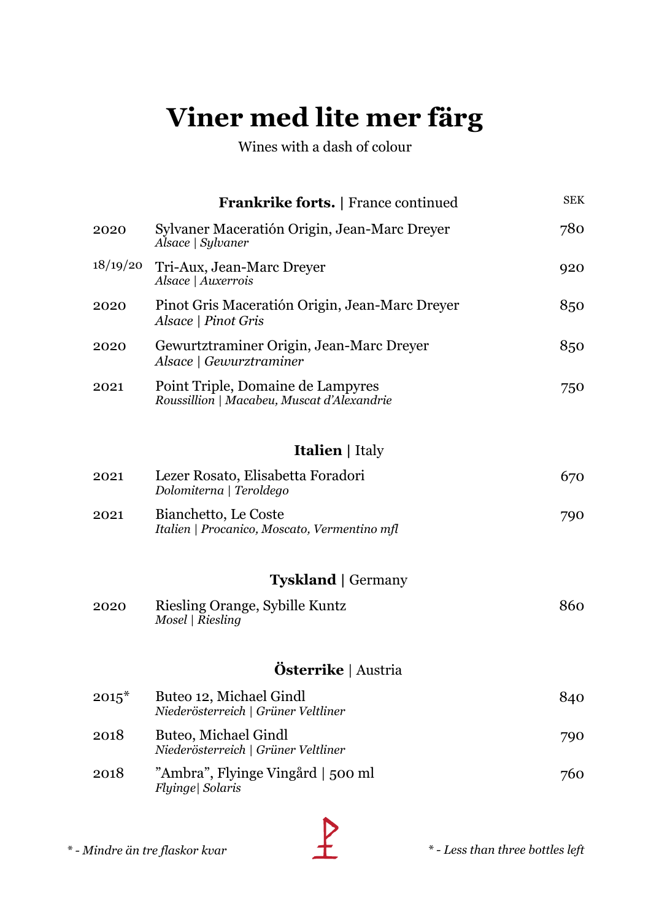# Viner med lite mer färg

Wines with a dash of colour

## **Frankrike forts.** | France continued

| | | SEK |
|---|---|---|
| 2020 | Sylvaner Maceratión Origin, Jean-Marc Dreyer<br>*Alsace \| Sylvaner* | 780 |
| 18/19/20 | Tri-Aux, Jean-Marc Dreyer<br>*Alsace \| Auxerrois* | 920 |
| 2020 | Pinot Gris Maceratión Origin, Jean-Marc Dreyer<br>*Alsace \| Pinot Gris* | 850 |
| 2020 | Gewurztraminer Origin, Jean-Marc Dreyer<br>*Alsace \| Gewurztraminer* | 850 |
| 2021 | Point Triple, Domaine de Lampyres<br>*Roussillion \| Macabeu, Muscat d'Alexandrie* | 750 |

## **Italien** | Italy

| | | |
|---|---|---|
| 2021 | Lezer Rosato, Elisabetta Foradori<br>*Dolomiterna \| Teroldego* | 670 |
| 2021 | Bianchetto, Le Coste<br>*Italien \| Procanico, Moscato, Vermentino mfl* | 790 |

## **Tyskland** | Germany

| | | |
|---|---|---|
| 2020 | Riesling Orange, Sybille Kuntz<br>*Mosel \| Riesling* | 860 |

## **Österrike** | Austria

| | | |
|---|---|---|
| 2015* | Buteo 12, Michael Gindl<br>*Niederösterreich \| Grüner Veltliner* | 840 |
| 2018 | Buteo, Michael Gindl<br>*Niederösterreich \| Grüner Veltliner* | 790 |
| 2018 | "Ambra", Flyinge Vingård \| 500 ml<br>*Flyinge\| Solaris* | 760 |

*\* - Mindre än tre flaskor kvar*

*\* - Less than three bottles left*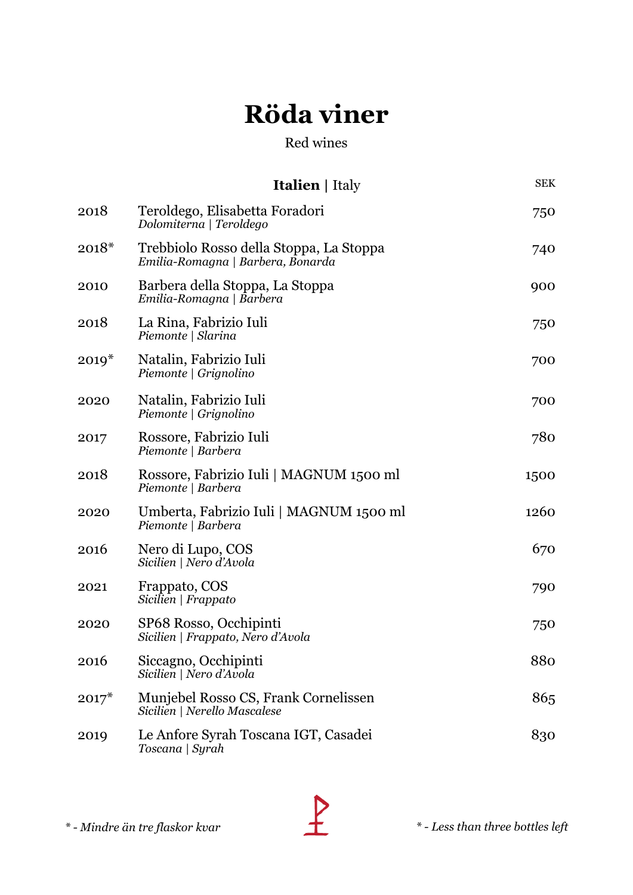# Röda viner

Red wines

| | **Italien** \| Italy | SEK |
|---|---|---|
| 2018 | Teroldego, Elisabetta Foradori<br>*Dolomiterna \| Teroldego* | 750 |
| 2018* | Trebbiolo Rosso della Stoppa, La Stoppa<br>*Emilia-Romagna \| Barbera, Bonarda* | 740 |
| 2010 | Barbera della Stoppa, La Stoppa<br>*Emilia-Romagna \| Barbera* | 900 |
| 2018 | La Rina, Fabrizio Iuli<br>*Piemonte \| Slarina* | 750 |
| 2019* | Natalin, Fabrizio Iuli<br>*Piemonte \| Grignolino* | 700 |
| 2020 | Natalin, Fabrizio Iuli<br>*Piemonte \| Grignolino* | 700 |
| 2017 | Rossore, Fabrizio Iuli<br>*Piemonte \| Barbera* | 780 |
| 2018 | Rossore, Fabrizio Iuli \| MAGNUM 1500 ml<br>*Piemonte \| Barbera* | 1500 |
| 2020 | Umberta, Fabrizio Iuli \| MAGNUM 1500 ml<br>*Piemonte \| Barbera* | 1260 |
| 2016 | Nero di Lupo, COS<br>*Sicilien \| Nero d'Avola* | 670 |
| 2021 | Frappato, COS<br>*Sicilien \| Frappato* | 790 |
| 2020 | SP68 Rosso, Occhipinti<br>*Sicilien \| Frappato, Nero d'Avola* | 750 |
| 2016 | Siccagno, Occhipinti<br>*Sicilien \| Nero d'Avola* | 880 |
| 2017* | Munjebel Rosso CS, Frank Cornelissen<br>*Sicilien \| Nerello Mascalese* | 865 |
| 2019 | Le Anfore Syrah Toscana IGT, Casadei<br>*Toscana \| Syrah* | 830 |

*\* - Mindre än tre flaskor kvar*

*\* - Less than three bottles left*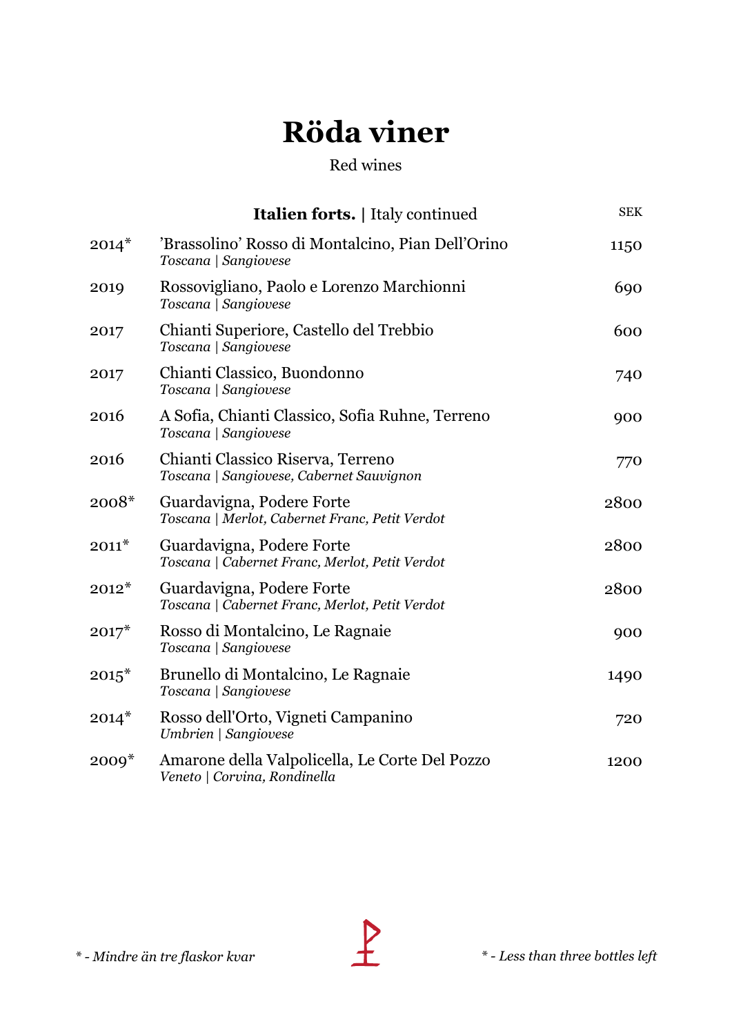# Röda viner

Red wines

| | **Italien forts.** \| Italy continued | SEK |
|---|---|---|
| 2014* | 'Brassolino' Rosso di Montalcino, Pian Dell'Orino<br>*Toscana \| Sangiovese* | 1150 |
| 2019 | Rossovigliano, Paolo e Lorenzo Marchionni<br>*Toscana \| Sangiovese* | 690 |
| 2017 | Chianti Superiore, Castello del Trebbio<br>*Toscana \| Sangiovese* | 600 |
| 2017 | Chianti Classico, Buondonno<br>*Toscana \| Sangiovese* | 740 |
| 2016 | A Sofia, Chianti Classico, Sofia Ruhne, Terreno<br>*Toscana \| Sangiovese* | 900 |
| 2016 | Chianti Classico Riserva, Terreno<br>*Toscana \| Sangiovese, Cabernet Sauvignon* | 770 |
| 2008* | Guardavigna, Podere Forte<br>*Toscana \| Merlot, Cabernet Franc, Petit Verdot* | 2800 |
| 2011* | Guardavigna, Podere Forte<br>*Toscana \| Cabernet Franc, Merlot, Petit Verdot* | 2800 |
| 2012* | Guardavigna, Podere Forte<br>*Toscana \| Cabernet Franc, Merlot, Petit Verdot* | 2800 |
| 2017* | Rosso di Montalcino, Le Ragnaie<br>*Toscana \| Sangiovese* | 900 |
| 2015* | Brunello di Montalcino, Le Ragnaie<br>*Toscana \| Sangiovese* | 1490 |
| 2014* | Rosso dell'Orto, Vigneti Campanino<br>*Umbrien \| Sangiovese* | 720 |
| 2009* | Amarone della Valpolicella, Le Corte Del Pozzo<br>*Veneto \| Corvina, Rondinella* | 1200 |

*\* - Mindre än tre flaskor kvar*

*\* - Less than three bottles left*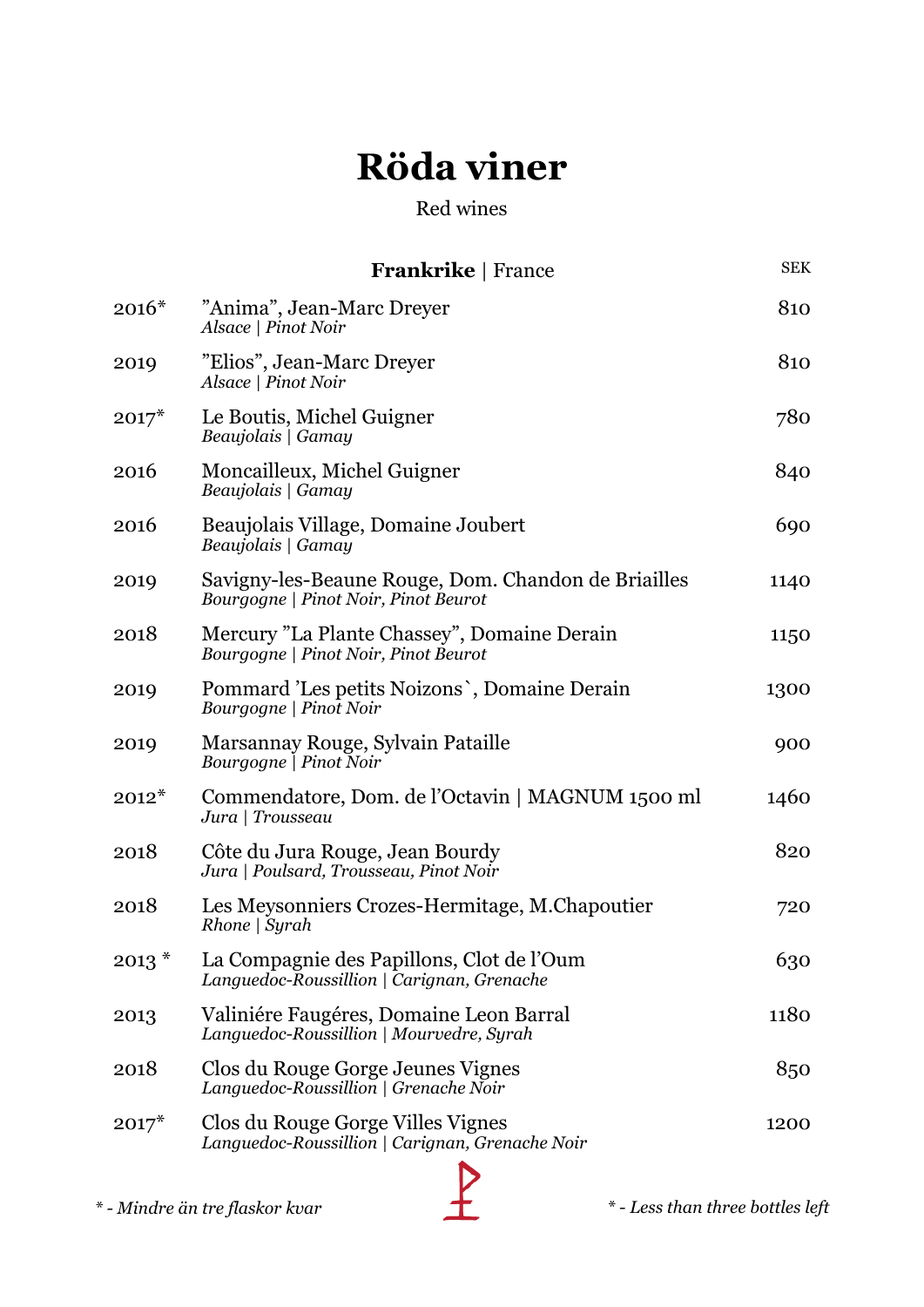# Röda viner

Red wines

| | **Frankrike** \| France | SEK |
|---|---|---|
| 2016* | ”Anima”, Jean-Marc Dreyer<br>*Alsace \| Pinot Noir* | 810 |
| 2019 | ”Elios”, Jean-Marc Dreyer<br>*Alsace \| Pinot Noir* | 810 |
| 2017* | Le Boutis, Michel Guigner<br>*Beaujolais \| Gamay* | 780 |
| 2016 | Moncailleux, Michel Guigner<br>*Beaujolais \| Gamay* | 840 |
| 2016 | Beaujolais Village, Domaine Joubert<br>*Beaujolais \| Gamay* | 690 |
| 2019 | Savigny-les-Beaune Rouge, Dom. Chandon de Briailles<br>*Bourgogne \| Pinot Noir, Pinot Beurot* | 1140 |
| 2018 | Mercury ”La Plante Chassey”, Domaine Derain<br>*Bourgogne \| Pinot Noir, Pinot Beurot* | 1150 |
| 2019 | Pommard ’Les petits Noizons`, Domaine Derain<br>*Bourgogne \| Pinot Noir* | 1300 |
| 2019 | Marsannay Rouge, Sylvain Pataille<br>*Bourgogne \| Pinot Noir* | 900 |
| 2012* | Commendatore, Dom. de l’Octavin \| MAGNUM 1500 ml<br>*Jura \| Trousseau* | 1460 |
| 2018 | Côte du Jura Rouge, Jean Bourdy<br>*Jura \| Poulsard, Trousseau, Pinot Noir* | 820 |
| 2018 | Les Meysonniers Crozes-Hermitage, M.Chapoutier<br>*Rhone \| Syrah* | 720 |
| 2013 * | La Compagnie des Papillons, Clot de l’Oum<br>*Languedoc-Roussillion \| Carignan, Grenache* | 630 |
| 2013 | Valiniére Faugéres, Domaine Leon Barral<br>*Languedoc-Roussillion \| Mourvedre, Syrah* | 1180 |
| 2018 | Clos du Rouge Gorge Jeunes Vignes<br>*Languedoc-Roussillion \| Grenache Noir* | 850 |
| 2017* | Clos du Rouge Gorge Villes Vignes<br>*Languedoc-Roussillion \| Carignan, Grenache Noir* | 1200 |

*\* - Mindre än tre flaskor kvar*

*\* - Less than three bottles left*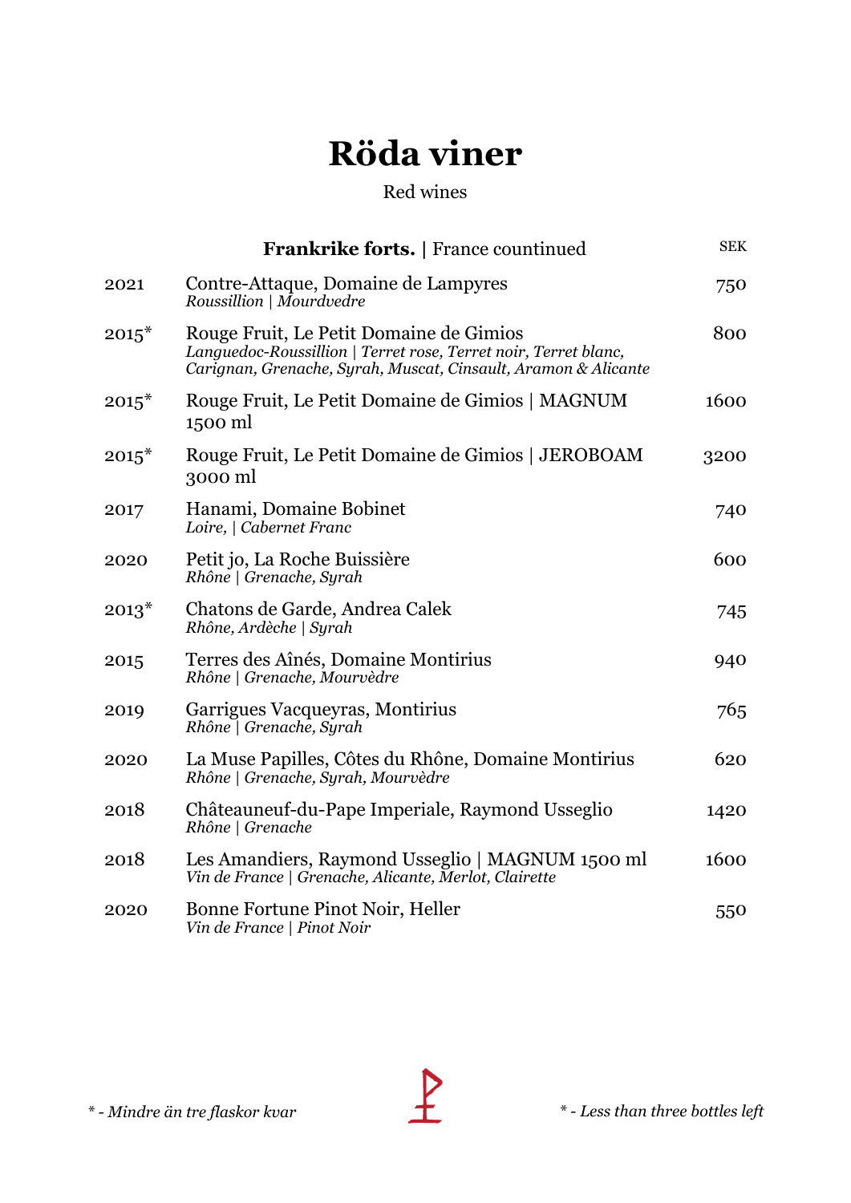# Röda viner

Red wines

| | **Frankrike forts.** \| France countinued | SEK |
|---|---|---|
| 2021 | Contre-Attaque, Domaine de Lampyres<br>*Roussillion \| Mourdvedre* | 750 |
| 2015* | Rouge Fruit, Le Petit Domaine de Gimios<br>*Languedoc-Roussillion \| Terret rose, Terret noir, Terret blanc, Carignan, Grenache, Syrah, Muscat, Cinsault, Aramon & Alicante* | 800 |
| 2015* | Rouge Fruit, Le Petit Domaine de Gimios \| MAGNUM 1500 ml | 1600 |
| 2015* | Rouge Fruit, Le Petit Domaine de Gimios \| JEROBOAM 3000 ml | 3200 |
| 2017 | Hanami, Domaine Bobinet<br>*Loire, \| Cabernet Franc* | 740 |
| 2020 | Petit jo, La Roche Buissière<br>*Rhône \| Grenache, Syrah* | 600 |
| 2013* | Chatons de Garde, Andrea Calek<br>*Rhône, Ardèche \| Syrah* | 745 |
| 2015 | Terres des Aînés, Domaine Montirius<br>*Rhône \| Grenache, Mourvèdre* | 940 |
| 2019 | Garrigues Vacqueyras, Montirius<br>*Rhône \| Grenache, Syrah* | 765 |
| 2020 | La Muse Papilles, Côtes du Rhône, Domaine Montirius<br>*Rhône \| Grenache, Syrah, Mourvèdre* | 620 |
| 2018 | Châteauneuf-du-Pape Imperiale, Raymond Usseglio<br>*Rhône \| Grenache* | 1420 |
| 2018 | Les Amandiers, Raymond Usseglio \| MAGNUM 1500 ml<br>*Vin de France \| Grenache, Alicante, Merlot, Clairette* | 1600 |
| 2020 | Bonne Fortune Pinot Noir, Heller<br>*Vin de France \| Pinot Noir* | 550 |

*\* - Mindre än tre flaskor kvar*

*\* - Less than three bottles left*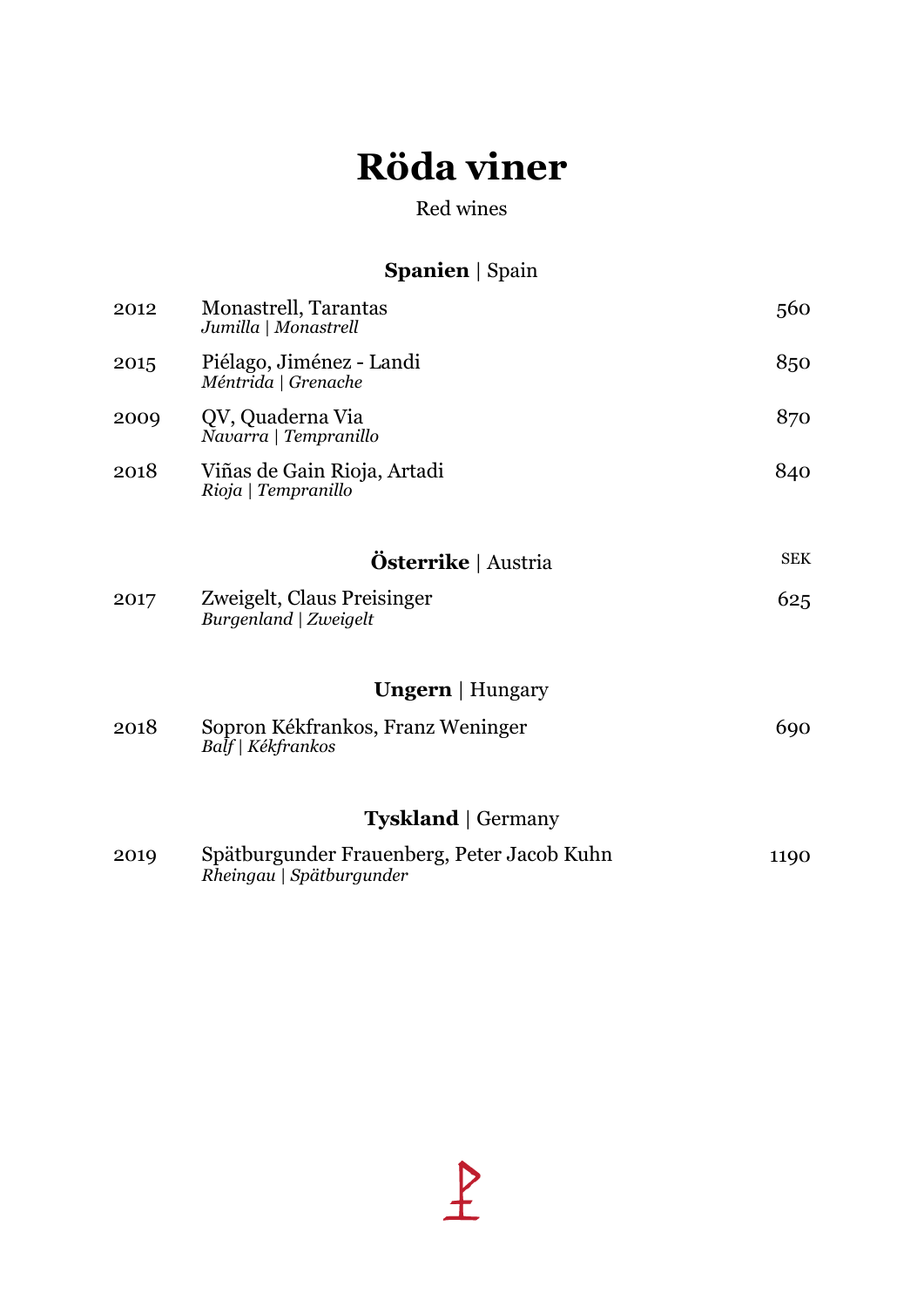# Röda viner

Red wines

### **Spanien** | Spain

| | | |
|---|---|---|
| 2012 | Monastrell, Tarantas<br>*Jumilla \| Monastrell* | 560 |
| 2015 | Piélago, Jiménez - Landi<br>*Méntrida \| Grenache* | 850 |
| 2009 | QV, Quaderna Via<br>*Navarra \| Tempranillo* | 870 |
| 2018 | Viñas de Gain Rioja, Artadi<br>*Rioja \| Tempranillo* | 840 |

### **Österrike** | Austria

| | | SEK |
|---|---|---|
| 2017 | Zweigelt, Claus Preisinger<br>*Burgenland \| Zweigelt* | 625 |

### **Ungern** | Hungary

| | | |
|---|---|---|
| 2018 | Sopron Kékfrankos, Franz Weninger<br>*Balf \| Kékfrankos* | 690 |

### **Tyskland** | Germany

| | | |
|---|---|---|
| 2019 | Spätburgunder Frauenberg, Peter Jacob Kuhn<br>*Rheingau \| Spätburgunder* | 1190 |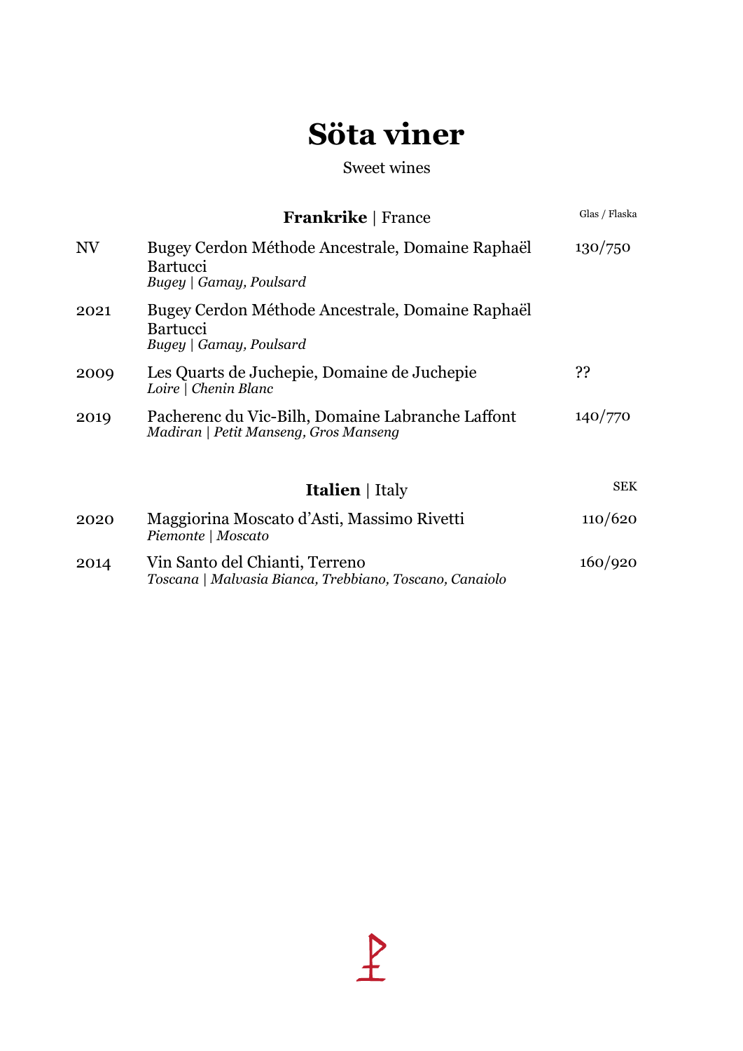# Söta viner

Sweet wines

| | **Frankrike** \| France | Glas / Flaska |
|---|---|---|
| NV | Bugey Cerdon Méthode Ancestrale, Domaine Raphaël Bartucci<br>*Bugey \| Gamay, Poulsard* | 130/750 |
| 2021 | Bugey Cerdon Méthode Ancestrale, Domaine Raphaël Bartucci<br>*Bugey \| Gamay, Poulsard* | |
| 2009 | Les Quarts de Juchepie, Domaine de Juchepie<br>*Loire \| Chenin Blanc* | ?? |
| 2019 | Pacherenc du Vic-Bilh, Domaine Labranche Laffont<br>*Madiran \| Petit Manseng, Gros Manseng* | 140/770 |

| | **Italien** \| Italy | SEK |
|---|---|---|
| 2020 | Maggiorina Moscato d'Asti, Massimo Rivetti<br>*Piemonte \| Moscato* | 110/620 |
| 2014 | Vin Santo del Chianti, Terreno<br>*Toscana \| Malvasia Bianca, Trebbiano, Toscano, Canaiolo* | 160/920 |